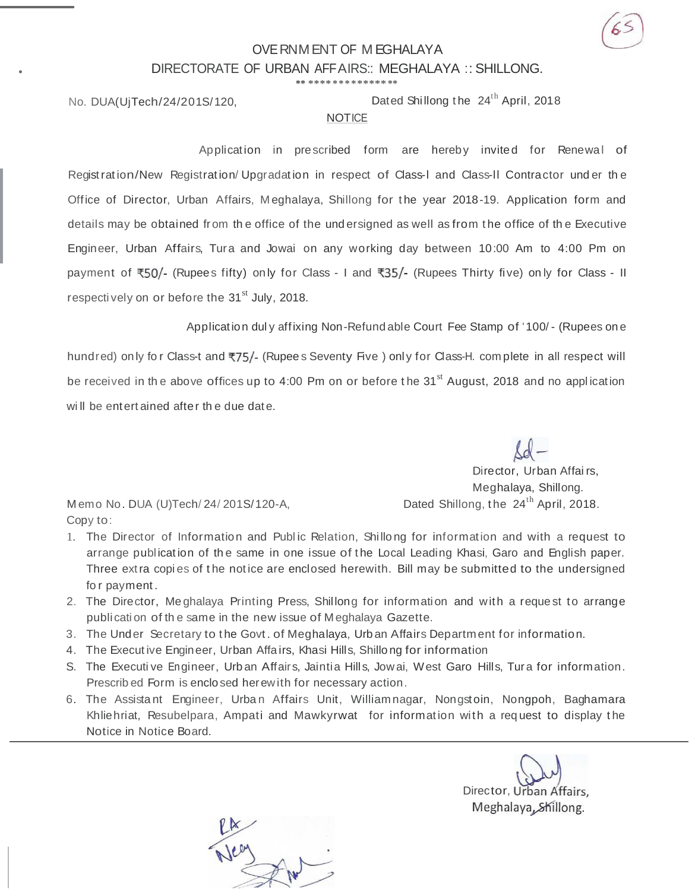OVERNMENT OF MEGHALAYA

DIRECTORATE OF URBAN AFFAIRS:: MEGHALAYA :: SHILLONG.

\*\* \*\*\*\*\*\*\*\*\*\*\*\*\*\*\*

No. DUA(UjTech/24/201S/120, Dated Shillong the 24th April, 2018

NOTICE

Application in prescribed form are hereby invited for Renewal of Registration/New Registration/Upgradation in respect of Class-I and Class-II Contractor under the Office of Director, Urban Affairs, Meghalaya, Shillong for the year 2018-19. Application form and details may be obtained from the office of the undersigned as well as from the office of the Executive Engineer, Urban Affairs, Tura and Jowai on any working day between 10:00 Am to 4:00 Pm on payment of ₹50/- (Rupees fifty) only for Class - I and ₹35/- (Rupees Thirty five) only for Class - II respectively on or before the 31st July, 2018.

Application duly affixing Non-Refundable Court Fee Stamp of '100/- (Rupees one hundred) only for Class-t and ₹75/- (Rupees Seventy Five ) only for Class-H. complete in all respect will be received in the above offices up to 4:00 Pm on or before the 31st August, 2018 and no application will be entertained after the due date.

Sd-

Director, Urban Affairs,
Meghalaya, Shillong.

Memo No. DUA (U)Tech/24/201S/120-A, Dated Shillong, the 24th April, 2018.

Copy to:

1. The Director of Information and Public Relation, Shillong for information and with a request to arrange publication of the same in one issue of the Local Leading Khasi, Garo and English paper. Three extra copies of the notice are enclosed herewith. Bill may be submitted to the undersigned for payment.
2. The Director, Meghalaya Printing Press, Shillong for information and with a request to arrange publication of the same in the new issue of Meghalaya Gazette.
3. The Under Secretary to the Govt. of Meghalaya, Urban Affairs Department for information.
4. The Executive Engineer, Urban Affairs, Khasi Hills, Shillong for information
S. The Executive Engineer, Urban Affairs, Jaintia Hills, Jowai, West Garo Hills, Tura for information. Prescribed Form is enclosed herewith for necessary action.
6. The Assistant Engineer, Urban Affairs Unit, Williamnagar, Nongstoin, Nongpoh, Baghamara Khliehriat, Resubelpara, Ampati and Mawkyrwat for information with a request to display the Notice in Notice Board.

Director, Urban Affairs,
Meghalaya, Shillong.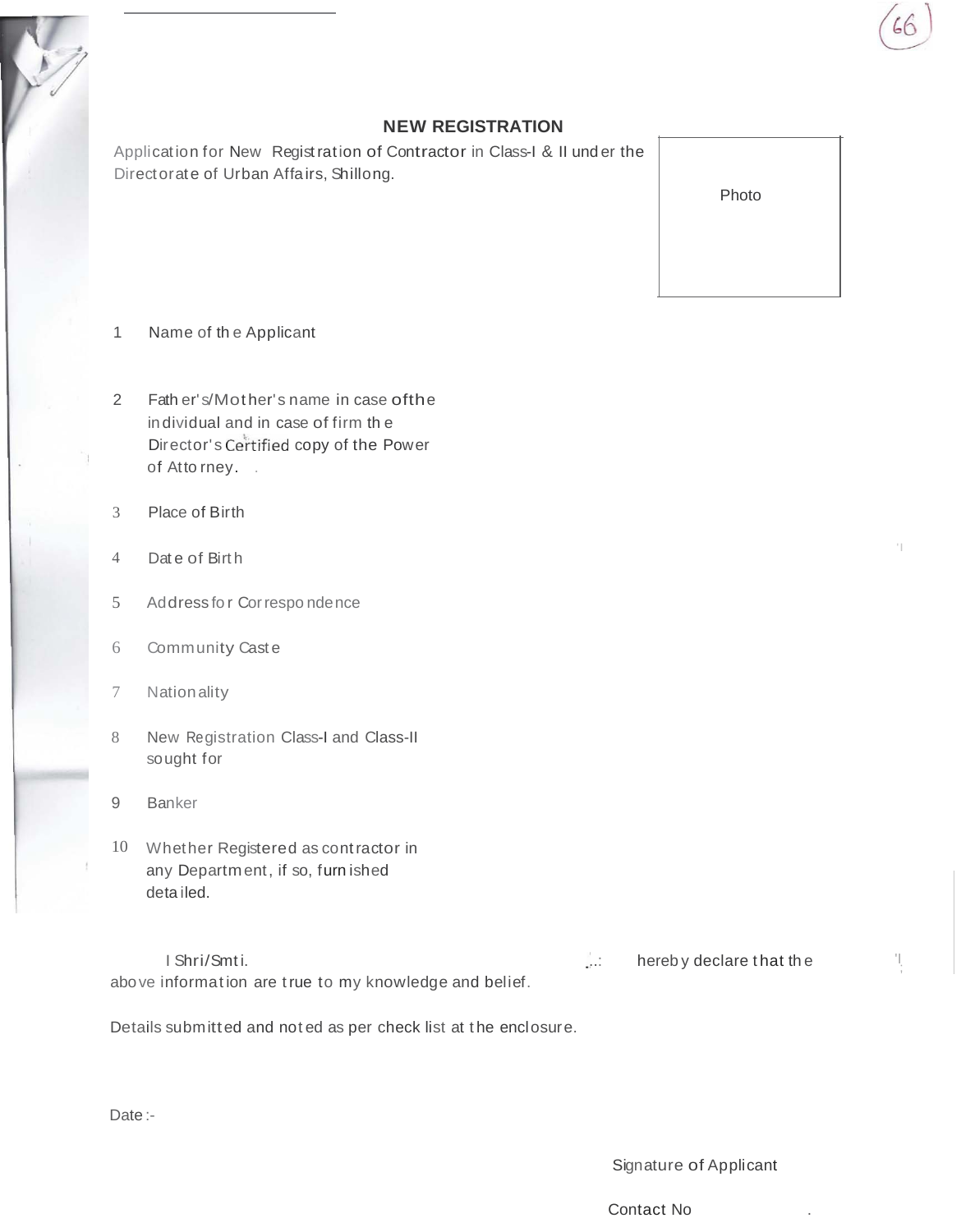# NEW REGISTRATION

Application for New Registration of Contractor in Class-I & II under the Directorate of Urban Affairs, Shillong.

Photo

1. Name of the Applicant

2. Father's/Mother's name in case of the individual and in case of firm the Director's Certified copy of the Power of Attorney.

3. Place of Birth

4. Date of Birth

5. Address for Correspondence

6. Community Caste

7. Nationality

8. New Registration Class-I and Class-II sought for

9. Banker

10. Whether Registered as contractor in any Department, if so, furnished detailed.

I Shri/Smti. hereby declare that the above information are true to my knowledge and belief.

Details submitted and noted as per check list at the enclosure.

Date :-

Signature of Applicant

Contact No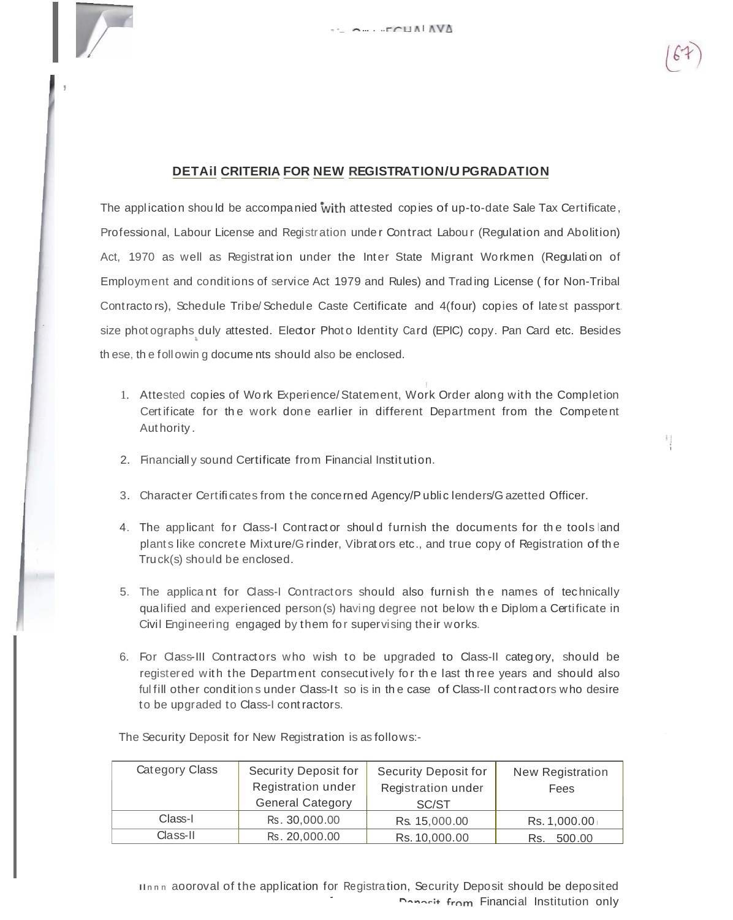## DETAIl CRITERIA FOR NEW REGISTRATION/UPGRADATION

The application should be accompanied with attested copies of up-to-date Sale Tax Certificate, Professional, Labour License and Registration under Contract Labour (Regulation and Abolition) Act, 1970 as well as Registration under the Inter State Migrant Workmen (Regulation of Employment and conditions of service Act 1979 and Rules) and Trading License ( for Non-Tribal Contractors), Schedule Tribe/Schedule Caste Certificate and 4(four) copies of latest passport size photographs duly attested. Elector Photo Identity Card (EPIC) copy. Pan Card etc. Besides these, the following documents should also be enclosed.

1. Attested copies of Work Experience/Statement, Work Order along with the Completion Certificate for the work done earlier in different Department from the Competent Authority.
2. Financially sound Certificate from Financial Institution.
3. Character Certificates from the concerned Agency/Public lenders/Gazetted Officer.
4. The applicant for Class-I Contractor should furnish the documents for the tools and plants like concrete Mixture/Grinder, Vibrators etc., and true copy of Registration of the Truck(s) should be enclosed.
5. The applicant for Class-I Contractors should also furnish the names of technically qualified and experienced person(s) having degree not below the Diploma Certificate in Civil Engineering engaged by them for supervising their works.
6. For Class-III Contractors who wish to be upgraded to Class-II category, should be registered with the Department consecutively for the last three years and should also fulfill other conditions under Class-It so is in the case of Class-II contractors who desire to be upgraded to Class-I contractors.

The Security Deposit for New Registration is as follows:-

| Category Class | Security Deposit for Registration under General Category | Security Deposit for Registration under SC/ST | New Registration Fees |
|---|---|---|---|
| Class-I | Rs. 30,000.00 | Rs. 15,000.00 | Rs. 1,000.00 |
| Class-II | Rs. 20,000.00 | Rs. 10,000.00 | Rs. 500.00 |

Upon approval of the application for Registration, Security Deposit should be deposited ... Deposit from Financial Institution only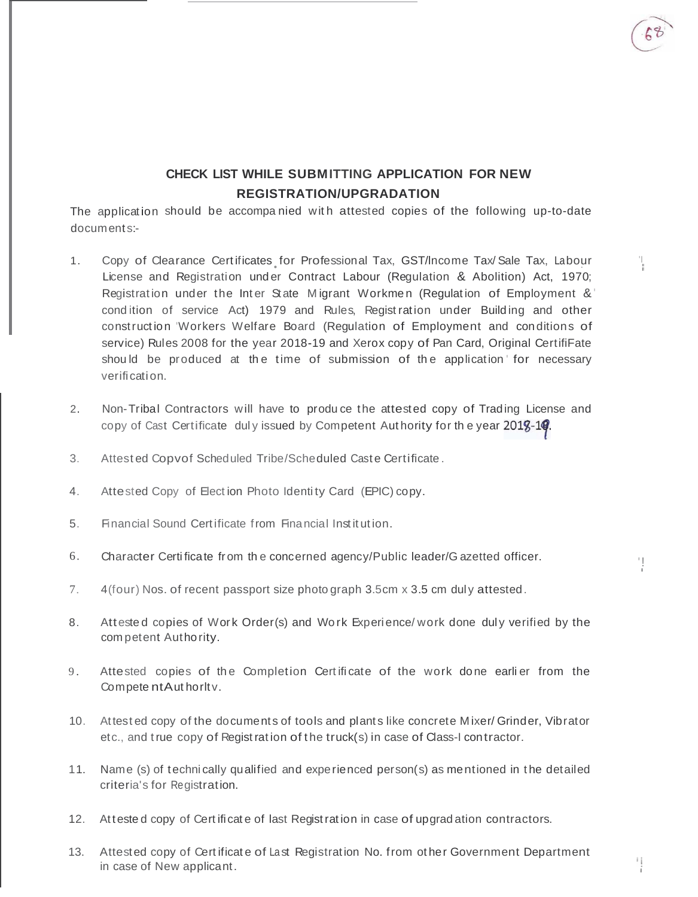## CHECK LIST WHILE SUBMITTING APPLICATION FOR NEW REGISTRATION/UPGRADATION

The application should be accompanied with attested copies of the following up-to-date documents:-

1. Copy of Clearance Certificates for Professional Tax, GST/Income Tax/ Sale Tax, Labour License and Registration under Contract Labour (Regulation & Abolition) Act, 1970; Registration under the Inter State Migrant Workmen (Regulation of Employment & condition of service Act) 1979 and Rules, Registration under Building and other construction Workers Welfare Board (Regulation of Employment and conditions of service) Rules 2008 for the year 2018-19 and Xerox copy of Pan Card, Original CertifiFate should be produced at the time of submission of the application for necessary verification.

2. Non-Tribal Contractors will have to produce the attested copy of Trading License and copy of Cast Certificate duly issued by Competent Authority for the year 2018-19.

3. Attested Copvof Scheduled Tribe/Scheduled Caste Certificate.

4. Attested Copy of Election Photo Identity Card (EPIC) copy.

5. Financial Sound Certificate from Financial Institution.

6. Character Certificate from the concerned agency/Public leader/Gazetted officer.

7. 4(four) Nos. of recent passport size photograph 3.5cm x 3.5 cm duly attested.

8. Attested copies of Work Order(s) and Work Experience/work done duly verified by the competent Authority.

9. Attested copies of the Completion Certificate of the work done earlier from the Competent Authorltv.

10. Attested copy of the documents of tools and plants like concrete Mixer/ Grinder, Vibrator etc., and true copy of Registration of the truck(s) in case of Class-I contractor.

11. Name (s) of technically qualified and experienced person(s) as mentioned in the detailed criteria's for Registration.

12. Attested copy of Certificate of last Registration in case of upgradation contractors.

13. Attested copy of Certificate of Last Registration No. from other Government Department in case of New applicant.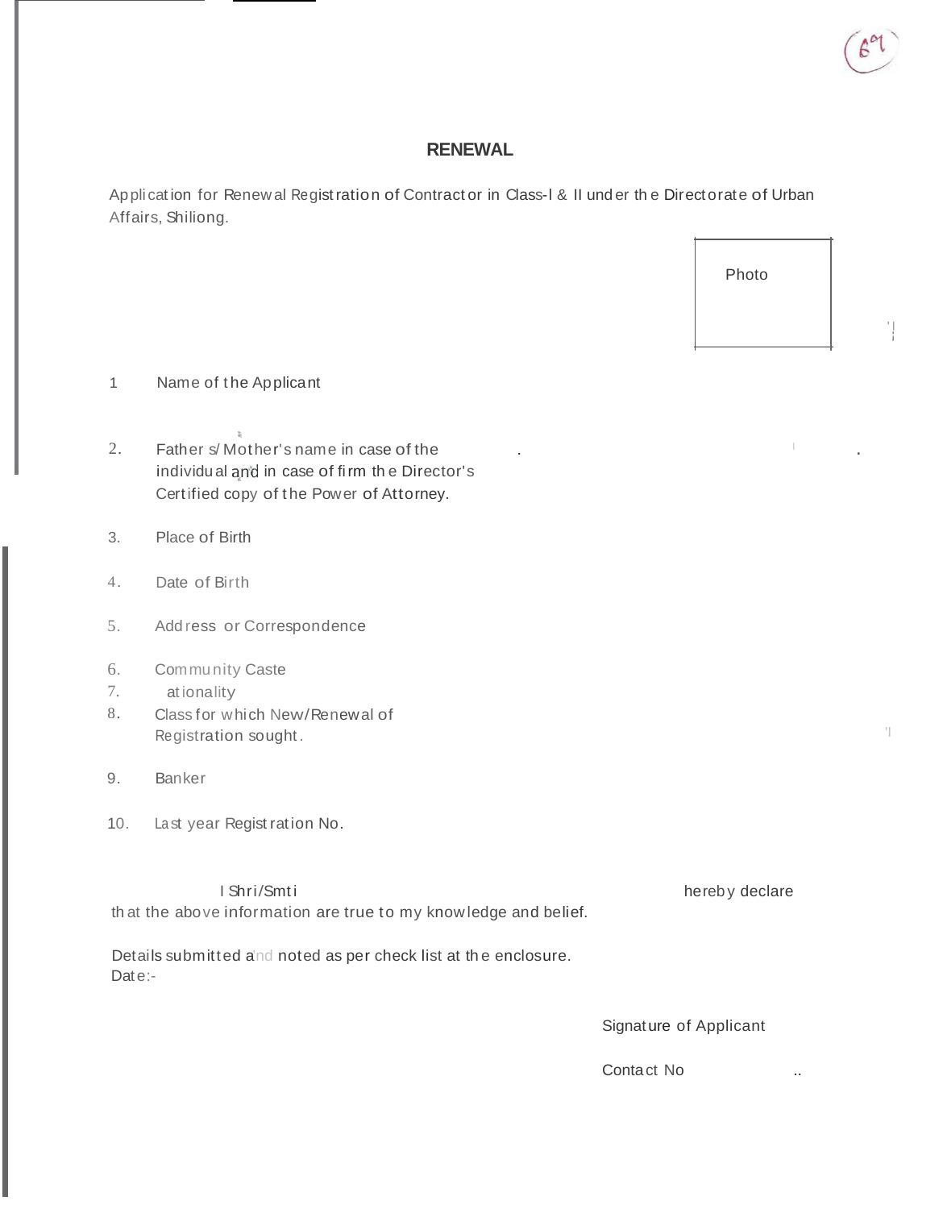# RENEWAL

Application for Renewal Registration of Contractor in Class-I & II under the Directorate of Urban Affairs, Shiliong.

Photo

1. Name of the Applicant

2. Fathers/Mother's name in case of the individual and in case of firm the Director's Certified copy of the Power of Attorney.

3. Place of Birth

4. Date of Birth

5. Address or Correspondence

6. Community Caste

7. ationality

8. Class for which New/Renewal of Registration sought.

9. Banker

10. Last year Registration No.

I Shri/Smti hereby declare that the above information are true to my knowledge and belief.

Details submitted and noted as per check list at the enclosure.

Date:-

Signature of Applicant

Contact No ..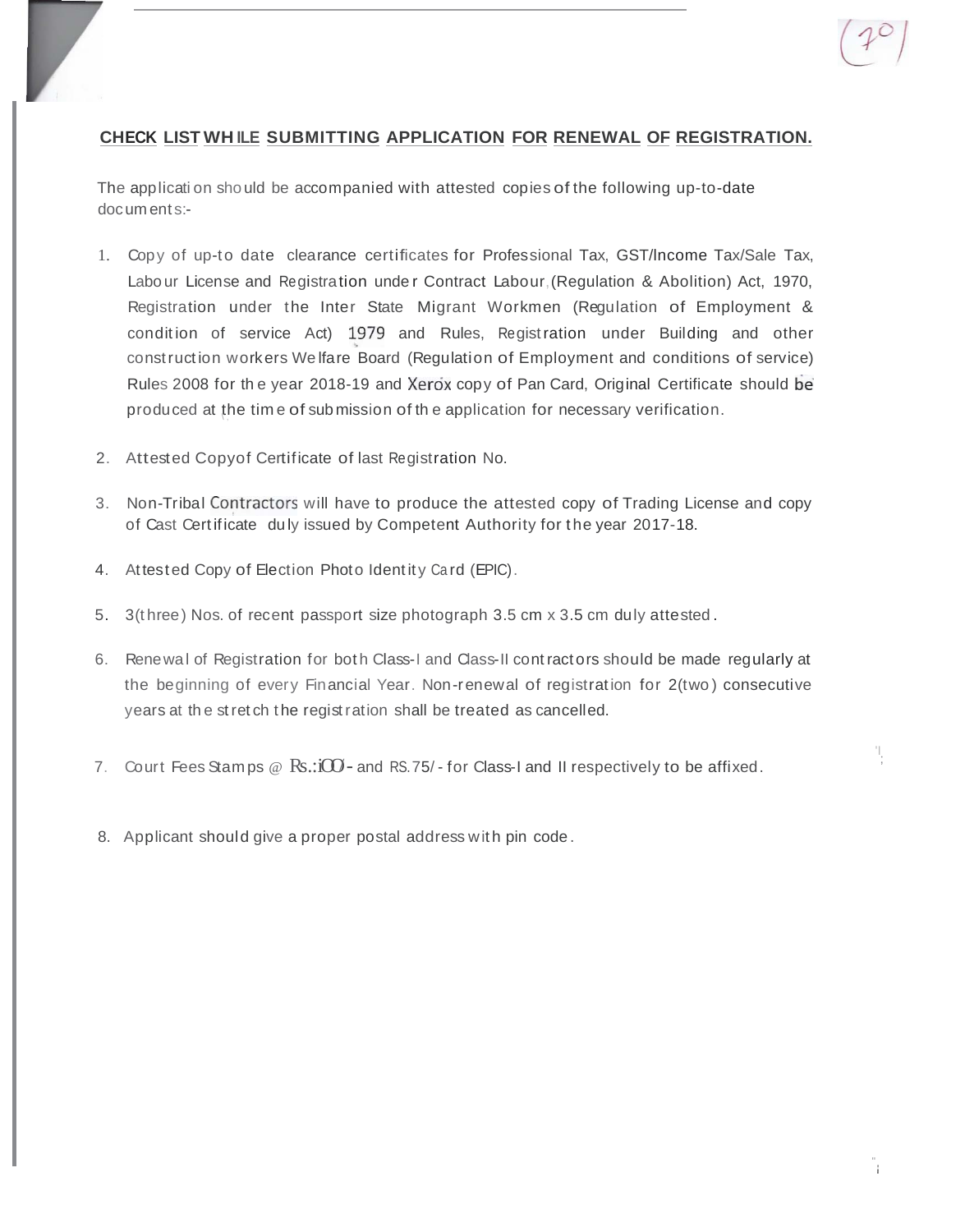## CHECK LIST WHILE SUBMITTING APPLICATION FOR RENEWAL OF REGISTRATION.

The application should be accompanied with attested copies of the following up-to-date documents:-

1. Copy of up-to date clearance certificates for Professional Tax, GST/Income Tax/Sale Tax, Labour License and Registration under Contract Labour (Regulation & Abolition) Act, 1970, Registration under the Inter State Migrant Workmen (Regulation of Employment & condition of service Act) 1979 and Rules, Registration under Building and other construction workers Welfare Board (Regulation of Employment and conditions of service) Rules 2008 for the year 2018-19 and Xerox copy of Pan Card, Original Certificate should be produced at the time of submission of the application for necessary verification.

2. Attested Copyof Certificate of last Registration No.

3. Non-Tribal Contractors will have to produce the attested copy of Trading License and copy of Cast Certificate duly issued by Competent Authority for the year 2017-18.

4. Attested Copy of Election Photo Identity Card (EPIC).

5. 3(three) Nos. of recent passport size photograph 3.5 cm x 3.5 cm duly attested.

6. Renewal of Registration for both Class-I and Class-II contractors should be made regularly at the beginning of every Financial Year. Non-renewal of registration for 2(two) consecutive years at the stretch the registration shall be treated as cancelled.

7. Court Fees Stamps @ Rs.100/- and RS.75/- for Class-I and II respectively to be affixed.

8. Applicant should give a proper postal address with pin code.